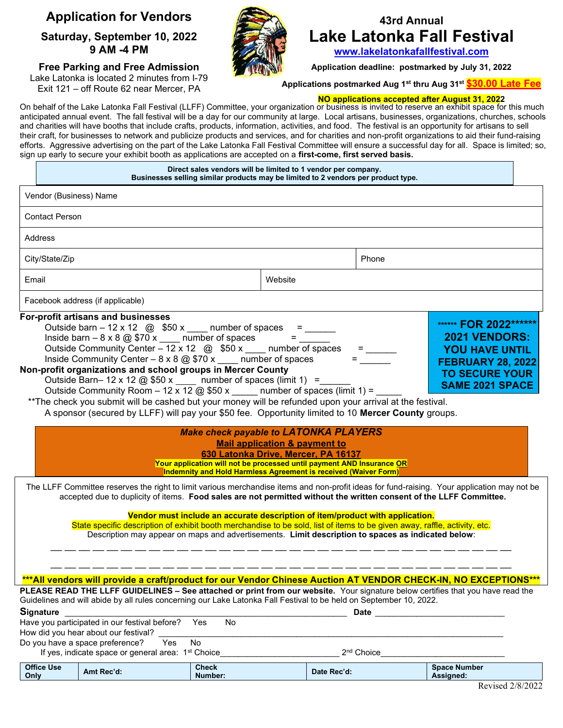# Application for Vendors

**Saturday, September 10, 2022**
**9 AM -4 PM**

**Free Parking and Free Admission**
Lake Latonka is located 2 minutes from I-79 Exit 121 – off Route 62 near Mercer, PA

## 43rd Annual
# Lake Latonka Fall Festival

**www.lakelatonkafallfestival.com**

**Application deadline: postmarked by July 31, 2022**

**Applications postmarked Aug 1st thru Aug 31st $30.00 Late Fee**

**NO applications accepted after August 31, 2022**

On behalf of the Lake Latonka Fall Festival (LLFF) Committee, your organization or business is invited to reserve an exhibit space for this much anticipated annual event. The fall festival will be a day for our community at large. Local artisans, businesses, organizations, churches, schools and charities will have booths that include crafts, products, information, activities, and food. The festival is an opportunity for artisans to sell their craft, for businesses to network and publicize products and services, and for charities and non-profit organizations to aid their fund-raising efforts. Aggressive advertising on the part of the Lake Latonka Fall Festival Committee will ensure a successful day for all. Space is limited; so, sign up early to secure your exhibit booth as applications are accepted on a **first-come, first served basis.**

**Direct sales vendors will be limited to 1 vendor per company.**
**Businesses selling similar products may be limited to 2 vendors per product type.**

| | |
|---|---|
| Vendor (Business) Name | |
| Contact Person | |
| Address | |
| City/State/Zip | Phone |
| Email | Website |
| Facebook address (if applicable) | |

**For-profit artisans and businesses**

- Outside barn – 12 x 12 @ $50 x ____ number of spaces = ______
- Inside barn – 8 x 8 @ $70 x ____ number of spaces = ______
- Outside Community Center – 12 x 12 @ $50 x ____ number of spaces = ______
- Inside Community Center – 8 x 8 @ $70 x ____ number of spaces = ______

**Non-profit organizations and school groups in Mercer County**

- Outside Barn– 12 x 12 @ $50 x ____ number of spaces (limit 1) =______
- Outside Community Room – 12 x 12 @ $50 x _____ number of spaces (limit 1) = ______

**The check you submit will be cashed but your money will be refunded upon your arrival at the festival. A sponsor (secured by LLFF) will pay your $50 fee. Opportunity limited to 10 **Mercer County** groups.

**\*\*\*\*\*\* FOR 2022\*\*\*\*\*\* 2021 VENDORS: YOU HAVE UNTIL FEBRUARY 28, 2022 TO SECURE YOUR SAME 2021 SPACE**

***Make check payable to LATONKA PLAYERS***
**Mail application & payment to**
**630 Latonka Drive, Mercer, PA 16137**
**Your application will not be processed until payment AND Insurance OR Indemnity and Hold Harmless Agreement is received (Waiver Form)**

The LLFF Committee reserves the right to limit various merchandise items and non-profit ideas for fund-raising. Your application may not be accepted due to duplicity of items. **Food sales are not permitted without the written consent of the LLFF Committee.**

**Vendor must include an accurate description of item/product with application.**
State specific description of exhibit booth merchandise to be sold, list of items to be given away, raffle, activity, etc.
Description may appear on maps and advertisements. **Limit description to spaces as indicated below**:

__ __ __ __ __ __ __ __ __ __ __ __ __ __ __ __ __ __ __ __ __ __ __ __ __ __ __ __ __ __ __ __ __ __ __ __

__ __ __ __ __ __ __ __ __ __ __ __ __ __ __ __ __ __ __ __ __ __ __ __ __ __ __ __ __ __ __ __ __ __ __ __

**\*\*\*All vendors will provide a craft/product for our Vendor Chinese Auction AT VENDOR CHECK-IN, NO EXCEPTIONS\*\*\***

**PLEASE READ THE LLFF GUIDELINES – See attached or print from our website.** Your signature below certifies that you have read the Guidelines and will abide by all rules concerning our Lake Latonka Fall Festival to be held on September 10, 2022.

**Signature** ____________________________________________ **Date** ____________________

Have you participated in our festival before? Yes No

How did you hear about our festival? ________________________________________________

Do you have a space preference? Yes No

If yes, indicate space or general area: 1st Choice____________________ 2nd Choice____________________

| Office Use Only | Amt Rec'd: | Check Number: | Date Rec'd: | Space Number Assigned: |
|---|---|---|---|---|

Revised 2/8/2022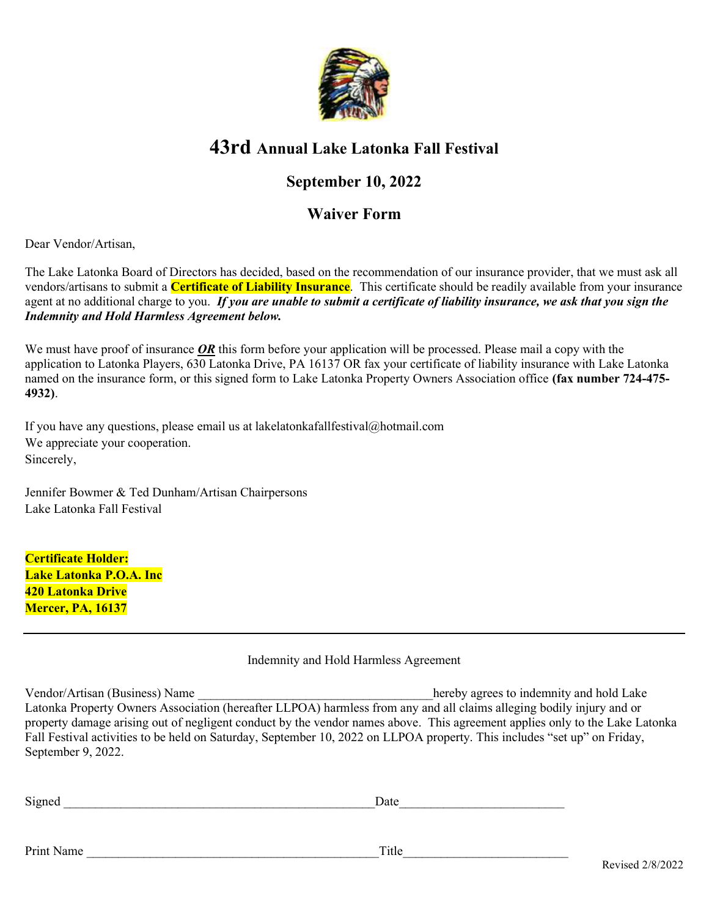# 43rd Annual Lake Latonka Fall Festival

## September 10, 2022

## Waiver Form

Dear Vendor/Artisan,

The Lake Latonka Board of Directors has decided, based on the recommendation of our insurance provider, that we must ask all vendors/artisans to submit a **Certificate of Liability Insurance**. This certificate should be readily available from your insurance agent at no additional charge to you. ***If you are unable to submit a certificate of liability insurance, we ask that you sign the Indemnity and Hold Harmless Agreement below.***

We must have proof of insurance ***OR*** this form before your application will be processed. Please mail a copy with the application to Latonka Players, 630 Latonka Drive, PA 16137 OR fax your certificate of liability insurance with Lake Latonka named on the insurance form, or this signed form to Lake Latonka Property Owners Association office **(fax number 724-475-4932)**.

If you have any questions, please email us at lakelatonkafallfestival@hotmail.com
We appreciate your cooperation.
Sincerely,

Jennifer Bowmer & Ted Dunham/Artisan Chairpersons
Lake Latonka Fall Festival

**Certificate Holder:**
**Lake Latonka P.O.A. Inc**
**420 Latonka Drive**
**Mercer, PA, 16137**

---

Indemnity and Hold Harmless Agreement

Vendor/Artisan (Business) Name ____________________________________hereby agrees to indemnity and hold Lake Latonka Property Owners Association (hereafter LLPOA) harmless from any and all claims alleging bodily injury and or property damage arising out of negligent conduct by the vendor names above. This agreement applies only to the Lake Latonka Fall Festival activities to be held on Saturday, September 10, 2022 on LLPOA property. This includes "set up" on Friday, September 9, 2022.

Signed ________________________________________________Date_________________________

Print Name ____________________________________________Title_________________________

Revised 2/8/2022